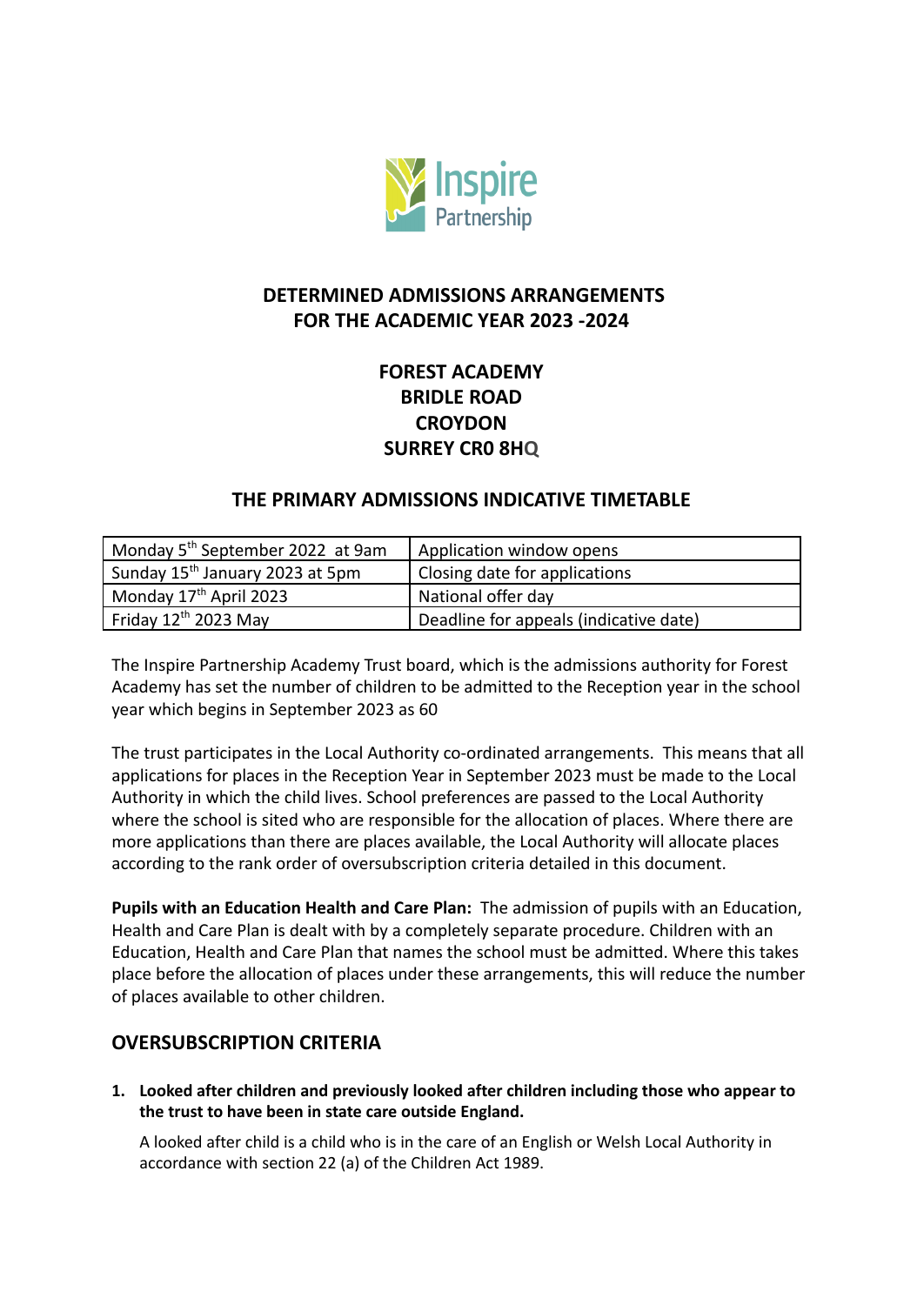Inspire Partnership

# DETERMINED ADMISSIONS ARRANGEMENTS FOR THE ACADEMIC YEAR 2023 -2024

## FOREST ACADEMY
## BRIDLE ROAD
## CROYDON
## SURREY CR0 8HQ

## THE PRIMARY ADMISSIONS INDICATIVE TIMETABLE

| | |
|---|---|
| Monday 5th September 2022 at 9am | Application window opens |
| Sunday 15th January 2023 at 5pm | Closing date for applications |
| Monday 17th April 2023 | National offer day |
| Friday 12th 2023 May | Deadline for appeals (indicative date) |

The Inspire Partnership Academy Trust board, which is the admissions authority for Forest Academy has set the number of children to be admitted to the Reception year in the school year which begins in September 2023 as 60

The trust participates in the Local Authority co-ordinated arrangements. This means that all applications for places in the Reception Year in September 2023 must be made to the Local Authority in which the child lives. School preferences are passed to the Local Authority where the school is sited who are responsible for the allocation of places. Where there are more applications than there are places available, the Local Authority will allocate places according to the rank order of oversubscription criteria detailed in this document.

**Pupils with an Education Health and Care Plan:** The admission of pupils with an Education, Health and Care Plan is dealt with by a completely separate procedure. Children with an Education, Health and Care Plan that names the school must be admitted. Where this takes place before the allocation of places under these arrangements, this will reduce the number of places available to other children.

## OVERSUBSCRIPTION CRITERIA

1. **Looked after children and previously looked after children including those who appear to the trust to have been in state care outside England.**

   A looked after child is a child who is in the care of an English or Welsh Local Authority in accordance with section 22 (a) of the Children Act 1989.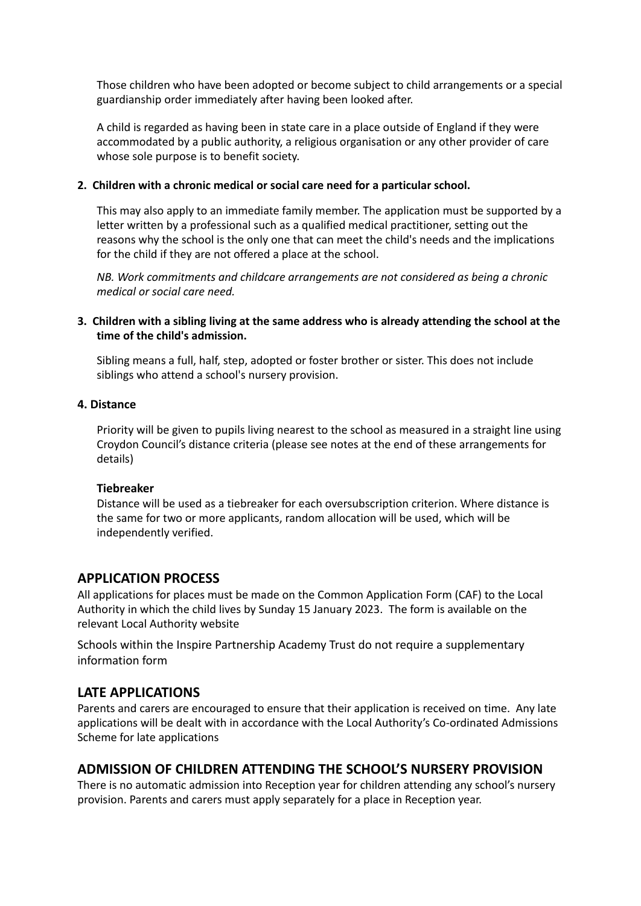Those children who have been adopted or become subject to child arrangements or a special guardianship order immediately after having been looked after.

A child is regarded as having been in state care in a place outside of England if they were accommodated by a public authority, a religious organisation or any other provider of care whose sole purpose is to benefit society.

**2. Children with a chronic medical or social care need for a particular school.**

This may also apply to an immediate family member. The application must be supported by a letter written by a professional such as a qualified medical practitioner, setting out the reasons why the school is the only one that can meet the child's needs and the implications for the child if they are not offered a place at the school.

*NB. Work commitments and childcare arrangements are not considered as being a chronic medical or social care need.*

**3. Children with a sibling living at the same address who is already attending the school at the time of the child's admission.**

Sibling means a full, half, step, adopted or foster brother or sister. This does not include siblings who attend a school's nursery provision.

**4. Distance**

Priority will be given to pupils living nearest to the school as measured in a straight line using Croydon Council's distance criteria (please see notes at the end of these arrangements for details)

**Tiebreaker**

Distance will be used as a tiebreaker for each oversubscription criterion. Where distance is the same for two or more applicants, random allocation will be used, which will be independently verified.

## APPLICATION PROCESS

All applications for places must be made on the Common Application Form (CAF) to the Local Authority in which the child lives by Sunday 15 January 2023. The form is available on the relevant Local Authority website

Schools within the Inspire Partnership Academy Trust do not require a supplementary information form

## LATE APPLICATIONS

Parents and carers are encouraged to ensure that their application is received on time. Any late applications will be dealt with in accordance with the Local Authority's Co-ordinated Admissions Scheme for late applications

## ADMISSION OF CHILDREN ATTENDING THE SCHOOL'S NURSERY PROVISION

There is no automatic admission into Reception year for children attending any school's nursery provision. Parents and carers must apply separately for a place in Reception year.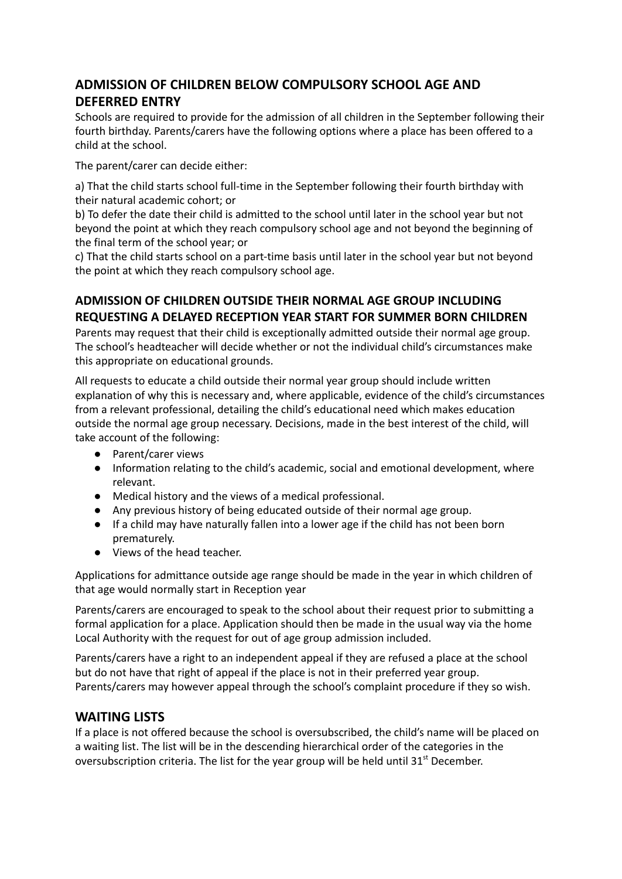## ADMISSION OF CHILDREN BELOW COMPULSORY SCHOOL AGE AND DEFERRED ENTRY

Schools are required to provide for the admission of all children in the September following their fourth birthday. Parents/carers have the following options where a place has been offered to a child at the school.

The parent/carer can decide either:

a) That the child starts school full-time in the September following their fourth birthday with their natural academic cohort; or
b) To defer the date their child is admitted to the school until later in the school year but not beyond the point at which they reach compulsory school age and not beyond the beginning of the final term of the school year; or
c) That the child starts school on a part-time basis until later in the school year but not beyond the point at which they reach compulsory school age.

### ADMISSION OF CHILDREN OUTSIDE THEIR NORMAL AGE GROUP INCLUDING REQUESTING A DELAYED RECEPTION YEAR START FOR SUMMER BORN CHILDREN

Parents may request that their child is exceptionally admitted outside their normal age group. The school's headteacher will decide whether or not the individual child's circumstances make this appropriate on educational grounds.

All requests to educate a child outside their normal year group should include written explanation of why this is necessary and, where applicable, evidence of the child's circumstances from a relevant professional, detailing the child's educational need which makes education outside the normal age group necessary. Decisions, made in the best interest of the child, will take account of the following:

- Parent/carer views
- Information relating to the child's academic, social and emotional development, where relevant.
- Medical history and the views of a medical professional.
- Any previous history of being educated outside of their normal age group.
- If a child may have naturally fallen into a lower age if the child has not been born prematurely.
- Views of the head teacher.

Applications for admittance outside age range should be made in the year in which children of that age would normally start in Reception year

Parents/carers are encouraged to speak to the school about their request prior to submitting a formal application for a place. Application should then be made in the usual way via the home Local Authority with the request for out of age group admission included.

Parents/carers have a right to an independent appeal if they are refused a place at the school but do not have that right of appeal if the place is not in their preferred year group. Parents/carers may however appeal through the school's complaint procedure if they so wish.

## WAITING LISTS

If a place is not offered because the school is oversubscribed, the child's name will be placed on a waiting list. The list will be in the descending hierarchical order of the categories in the oversubscription criteria. The list for the year group will be held until 31st December.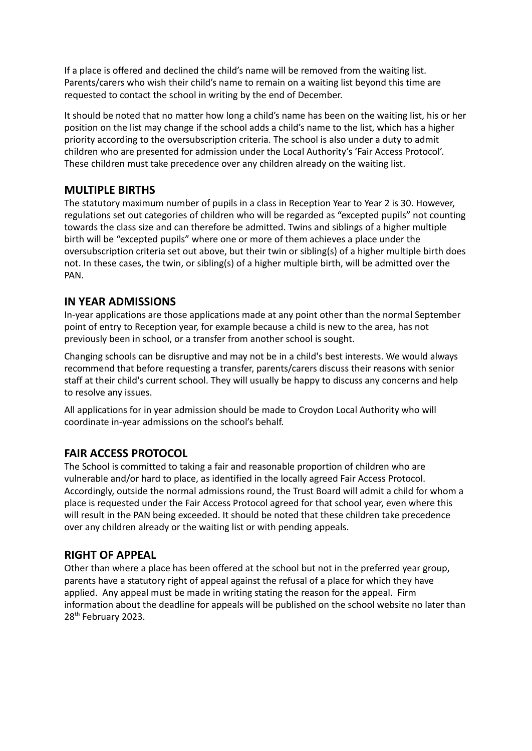If a place is offered and declined the child's name will be removed from the waiting list. Parents/carers who wish their child's name to remain on a waiting list beyond this time are requested to contact the school in writing by the end of December.

It should be noted that no matter how long a child's name has been on the waiting list, his or her position on the list may change if the school adds a child's name to the list, which has a higher priority according to the oversubscription criteria. The school is also under a duty to admit children who are presented for admission under the Local Authority's 'Fair Access Protocol'. These children must take precedence over any children already on the waiting list.

## MULTIPLE BIRTHS

The statutory maximum number of pupils in a class in Reception Year to Year 2 is 30. However, regulations set out categories of children who will be regarded as "excepted pupils" not counting towards the class size and can therefore be admitted. Twins and siblings of a higher multiple birth will be "excepted pupils" where one or more of them achieves a place under the oversubscription criteria set out above, but their twin or sibling(s) of a higher multiple birth does not. In these cases, the twin, or sibling(s) of a higher multiple birth, will be admitted over the PAN.

## IN YEAR ADMISSIONS

In-year applications are those applications made at any point other than the normal September point of entry to Reception year, for example because a child is new to the area, has not previously been in school, or a transfer from another school is sought.

Changing schools can be disruptive and may not be in a child's best interests. We would always recommend that before requesting a transfer, parents/carers discuss their reasons with senior staff at their child's current school. They will usually be happy to discuss any concerns and help to resolve any issues.

All applications for in year admission should be made to Croydon Local Authority who will coordinate in-year admissions on the school's behalf.

## FAIR ACCESS PROTOCOL

The School is committed to taking a fair and reasonable proportion of children who are vulnerable and/or hard to place, as identified in the locally agreed Fair Access Protocol. Accordingly, outside the normal admissions round, the Trust Board will admit a child for whom a place is requested under the Fair Access Protocol agreed for that school year, even where this will result in the PAN being exceeded. It should be noted that these children take precedence over any children already or the waiting list or with pending appeals.

## RIGHT OF APPEAL

Other than where a place has been offered at the school but not in the preferred year group, parents have a statutory right of appeal against the refusal of a place for which they have applied. Any appeal must be made in writing stating the reason for the appeal. Firm information about the deadline for appeals will be published on the school website no later than 28th February 2023.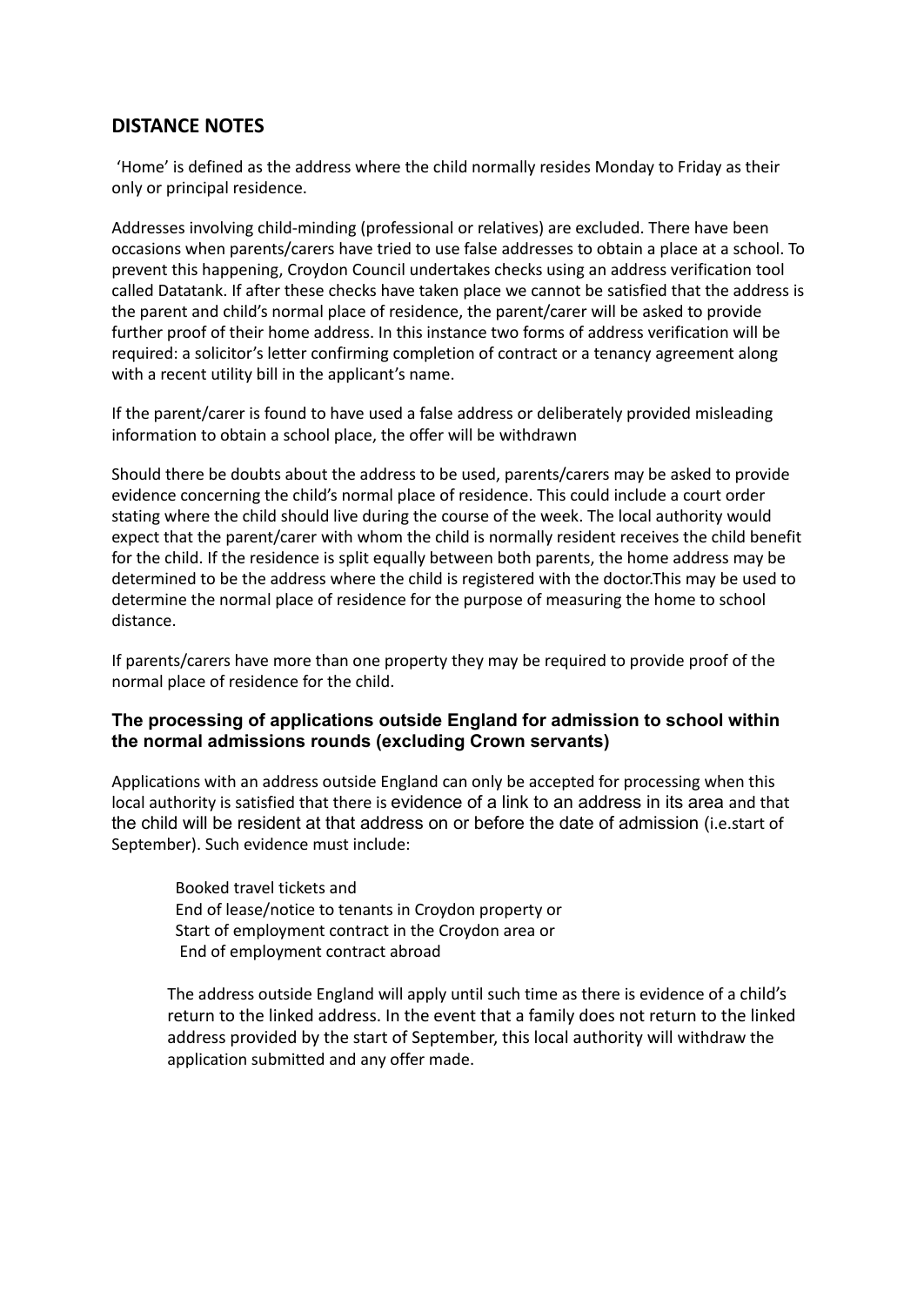## DISTANCE NOTES

'Home' is defined as the address where the child normally resides Monday to Friday as their only or principal residence.

Addresses involving child-minding (professional or relatives) are excluded. There have been occasions when parents/carers have tried to use false addresses to obtain a place at a school. To prevent this happening, Croydon Council undertakes checks using an address verification tool called Datatank. If after these checks have taken place we cannot be satisfied that the address is the parent and child's normal place of residence, the parent/carer will be asked to provide further proof of their home address. In this instance two forms of address verification will be required: a solicitor's letter confirming completion of contract or a tenancy agreement along with a recent utility bill in the applicant's name.

If the parent/carer is found to have used a false address or deliberately provided misleading information to obtain a school place, the offer will be withdrawn

Should there be doubts about the address to be used, parents/carers may be asked to provide evidence concerning the child's normal place of residence. This could include a court order stating where the child should live during the course of the week. The local authority would expect that the parent/carer with whom the child is normally resident receives the child benefit for the child. If the residence is split equally between both parents, the home address may be determined to be the address where the child is registered with the doctor.This may be used to determine the normal place of residence for the purpose of measuring the home to school distance.

If parents/carers have more than one property they may be required to provide proof of the normal place of residence for the child.

### The processing of applications outside England for admission to school within the normal admissions rounds (excluding Crown servants)

Applications with an address outside England can only be accepted for processing when this local authority is satisfied that there is evidence of a link to an address in its area and that the child will be resident at that address on or before the date of admission (i.e.start of September). Such evidence must include:

Booked travel tickets and
End of lease/notice to tenants in Croydon property or
Start of employment contract in the Croydon area or
End of employment contract abroad

The address outside England will apply until such time as there is evidence of a child's return to the linked address. In the event that a family does not return to the linked address provided by the start of September, this local authority will withdraw the application submitted and any offer made.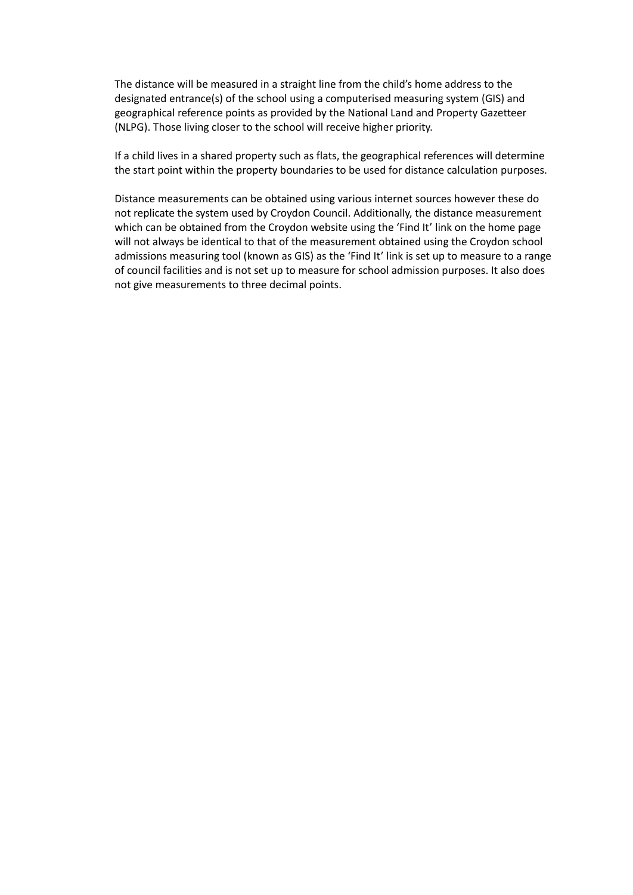The distance will be measured in a straight line from the child's home address to the designated entrance(s) of the school using a computerised measuring system (GIS) and geographical reference points as provided by the National Land and Property Gazetteer (NLPG). Those living closer to the school will receive higher priority.

If a child lives in a shared property such as flats, the geographical references will determine the start point within the property boundaries to be used for distance calculation purposes.

Distance measurements can be obtained using various internet sources however these do not replicate the system used by Croydon Council. Additionally, the distance measurement which can be obtained from the Croydon website using the 'Find It' link on the home page will not always be identical to that of the measurement obtained using the Croydon school admissions measuring tool (known as GIS) as the 'Find It' link is set up to measure to a range of council facilities and is not set up to measure for school admission purposes. It also does not give measurements to three decimal points.